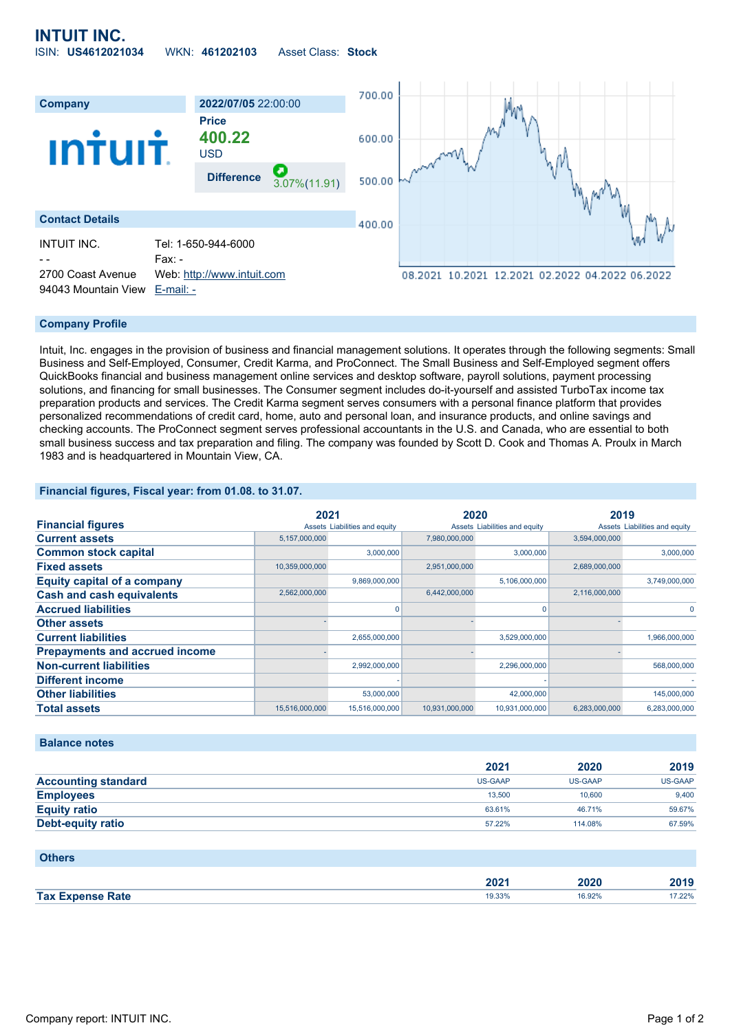# INTUIT INC.

ISIN: **US4612021034** WKN: **461202103** Asset Class: **Stock**

| Company | 2022/07/05 22:00:00 |
|---|---|
| | **Price** |
| | **400.22** USD |
| | **Difference** 3.07%(11.91) |

## Contact Details

| | |
|---|---|
| INTUIT INC. | Tel: 1-650-944-6000 |
| - - | Fax: - |
| 2700 Coast Avenue | Web: http://www.intuit.com |
| 94043 Mountain View | E-mail: - |

## Company Profile

Intuit, Inc. engages in the provision of business and financial management solutions. It operates through the following segments: Small Business and Self-Employed, Consumer, Credit Karma, and ProConnect. The Small Business and Self-Employed segment offers QuickBooks financial and business management online services and desktop software, payroll solutions, payment processing solutions, and financing for small businesses. The Consumer segment includes do-it-yourself and assisted TurboTax income tax preparation products and services. The Credit Karma segment serves consumers with a personal finance platform that provides personalized recommendations of credit card, home, auto and personal loan, and insurance products, and online savings and checking accounts. The ProConnect segment serves professional accountants in the U.S. and Canada, who are essential to both small business success and tax preparation and filing. The company was founded by Scott D. Cook and Thomas A. Proulx in March 1983 and is headquartered in Mountain View, CA.

## Financial figures, Fiscal year: from 01.08. to 31.07.

| Financial figures | 2021 | | 2020 | | 2019 | |
|---|---|---|---|---|---|---|
| | Assets | Liabilities and equity | Assets | Liabilities and equity | Assets | Liabilities and equity |
| **Current assets** | 5,157,000,000 | | 7,980,000,000 | | 3,594,000,000 | |
| **Common stock capital** | | 3,000,000 | | 3,000,000 | | 3,000,000 |
| **Fixed assets** | 10,359,000,000 | | 2,951,000,000 | | 2,689,000,000 | |
| **Equity capital of a company** | | 9,869,000,000 | | 5,106,000,000 | | 3,749,000,000 |
| **Cash and cash equivalents** | 2,562,000,000 | | 6,442,000,000 | | 2,116,000,000 | |
| **Accrued liabilities** | | 0 | | 0 | | 0 |
| **Other assets** | - | | - | | - | |
| **Current liabilities** | | 2,655,000,000 | | 3,529,000,000 | | 1,966,000,000 |
| **Prepayments and accrued income** | - | | - | | - | |
| **Non-current liabilities** | | 2,992,000,000 | | 2,296,000,000 | | 568,000,000 |
| **Different income** | | - | | - | | - |
| **Other liabilities** | | 53,000,000 | | 42,000,000 | | 145,000,000 |
| **Total assets** | 15,516,000,000 | 15,516,000,000 | 10,931,000,000 | 10,931,000,000 | 6,283,000,000 | 6,283,000,000 |

## Balance notes

| | 2021 | 2020 | 2019 |
|---|---|---|---|
| **Accounting standard** | US-GAAP | US-GAAP | US-GAAP |
| **Employees** | 13,500 | 10,600 | 9,400 |
| **Equity ratio** | 63.61% | 46.71% | 59.67% |
| **Debt-equity ratio** | 57.22% | 114.08% | 67.59% |

## Others

| | 2021 | 2020 | 2019 |
|---|---|---|---|
| **Tax Expense Rate** | 19.33% | 16.92% | 17.22% |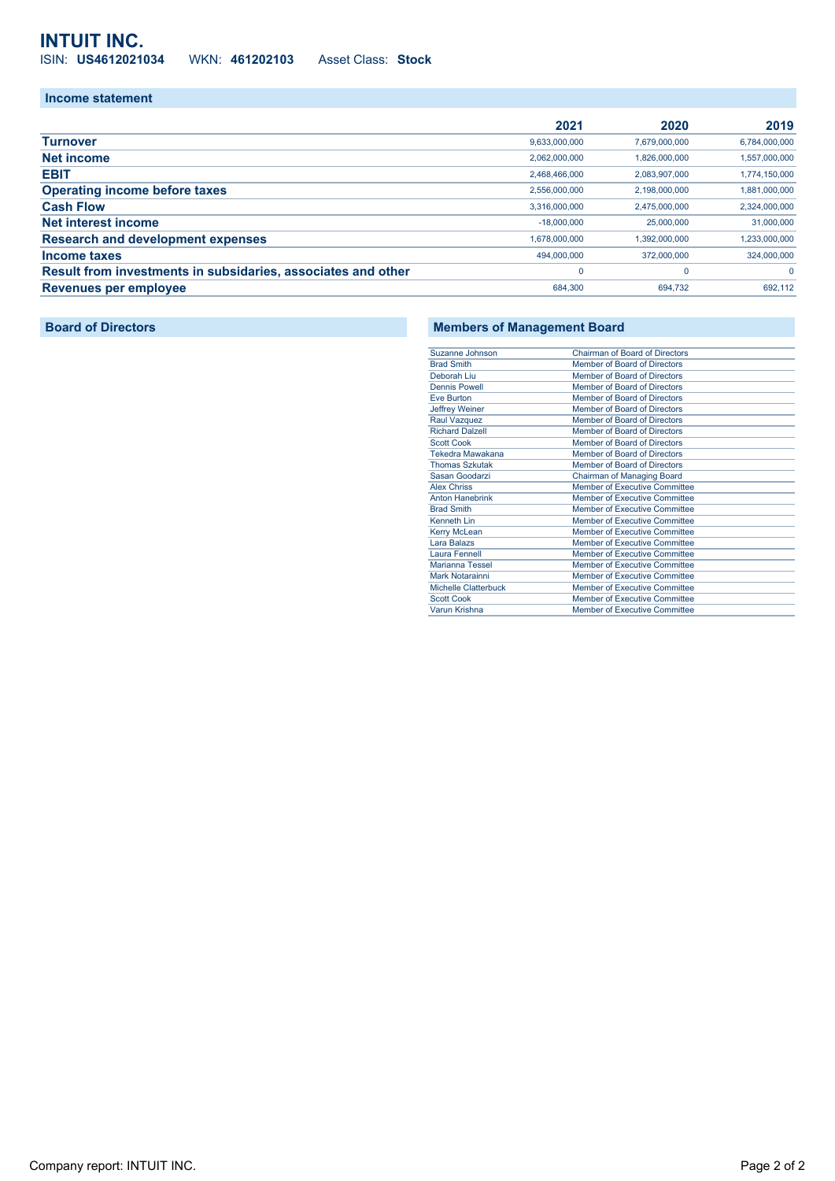# INTUIT INC.

ISIN: **US4612021034** WKN: **461202103** Asset Class: **Stock**

## Income statement

| | 2021 | 2020 | 2019 |
|---|---|---|---|
| **Turnover** | 9,633,000,000 | 7,679,000,000 | 6,784,000,000 |
| **Net income** | 2,062,000,000 | 1,826,000,000 | 1,557,000,000 |
| **EBIT** | 2,468,466,000 | 2,083,907,000 | 1,774,150,000 |
| **Operating income before taxes** | 2,556,000,000 | 2,198,000,000 | 1,881,000,000 |
| **Cash Flow** | 3,316,000,000 | 2,475,000,000 | 2,324,000,000 |
| **Net interest income** | -18,000,000 | 25,000,000 | 31,000,000 |
| **Research and development expenses** | 1,678,000,000 | 1,392,000,000 | 1,233,000,000 |
| **Income taxes** | 494,000,000 | 372,000,000 | 324,000,000 |
| **Result from investments in subsidaries, associates and other** | 0 | 0 | 0 |
| **Revenues per employee** | 684,300 | 694,732 | 692,112 |

## Board of Directors

## Members of Management Board

| | |
|---|---|
| Suzanne Johnson | Chairman of Board of Directors |
| Brad Smith | Member of Board of Directors |
| Deborah Liu | Member of Board of Directors |
| Dennis Powell | Member of Board of Directors |
| Eve Burton | Member of Board of Directors |
| Jeffrey Weiner | Member of Board of Directors |
| Raul Vazquez | Member of Board of Directors |
| Richard Dalzell | Member of Board of Directors |
| Scott Cook | Member of Board of Directors |
| Tekedra Mawakana | Member of Board of Directors |
| Thomas Szkutak | Member of Board of Directors |
| Sasan Goodarzi | Chairman of Managing Board |
| Alex Chriss | Member of Executive Committee |
| Anton Hanebrink | Member of Executive Committee |
| Brad Smith | Member of Executive Committee |
| Kenneth Lin | Member of Executive Committee |
| Kerry McLean | Member of Executive Committee |
| Lara Balazs | Member of Executive Committee |
| Laura Fennell | Member of Executive Committee |
| Marianna Tessel | Member of Executive Committee |
| Mark Notarainni | Member of Executive Committee |
| Michelle Clatterbuck | Member of Executive Committee |
| Scott Cook | Member of Executive Committee |
| Varun Krishna | Member of Executive Committee |